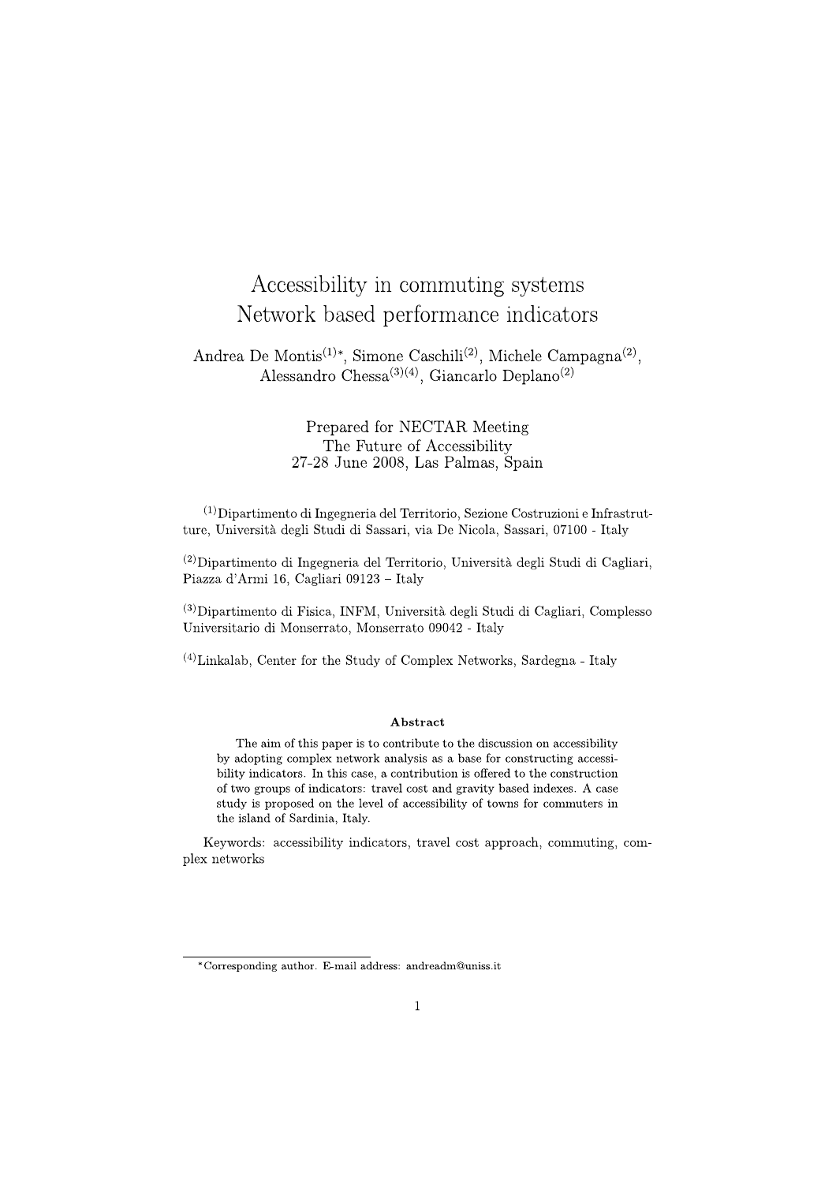# Accessibility in commuting systems
# Network based performance indicators

Andrea De Montis[(1)*], Simone Caschili[(2)], Michele Campagna[(2)], Alessandro Chessa[(3)(4)], Giancarlo Deplano[(2)]

Prepared for NECTAR Meeting
The Future of Accessibility
27-28 June 2008, Las Palmas, Spain

[(1)]Dipartimento di Ingegneria del Territorio, Sezione Costruzioni e Infrastrutture, Università degli Studi di Sassari, via De Nicola, Sassari, 07100 - Italy

[(2)]Dipartimento di Ingegneria del Territorio, Università degli Studi di Cagliari, Piazza d'Armi 16, Cagliari 09123 – Italy

[(3)]Dipartimento di Fisica, INFM, Università degli Studi di Cagliari, Complesso Universitario di Monserrato, Monserrato 09042 - Italy

[(4)]Linkalab, Center for the Study of Complex Networks, Sardegna - Italy

**Abstract**

The aim of this paper is to contribute to the discussion on accessibility by adopting complex network analysis as a base for constructing accessibility indicators. In this case, a contribution is offered to the construction of two groups of indicators: travel cost and gravity based indexes. A case study is proposed on the level of accessibility of towns for commuters in the island of Sardinia, Italy.

Keywords: accessibility indicators, travel cost approach, commuting, complex networks

*Corresponding author. E-mail address: andreadm@uniss.it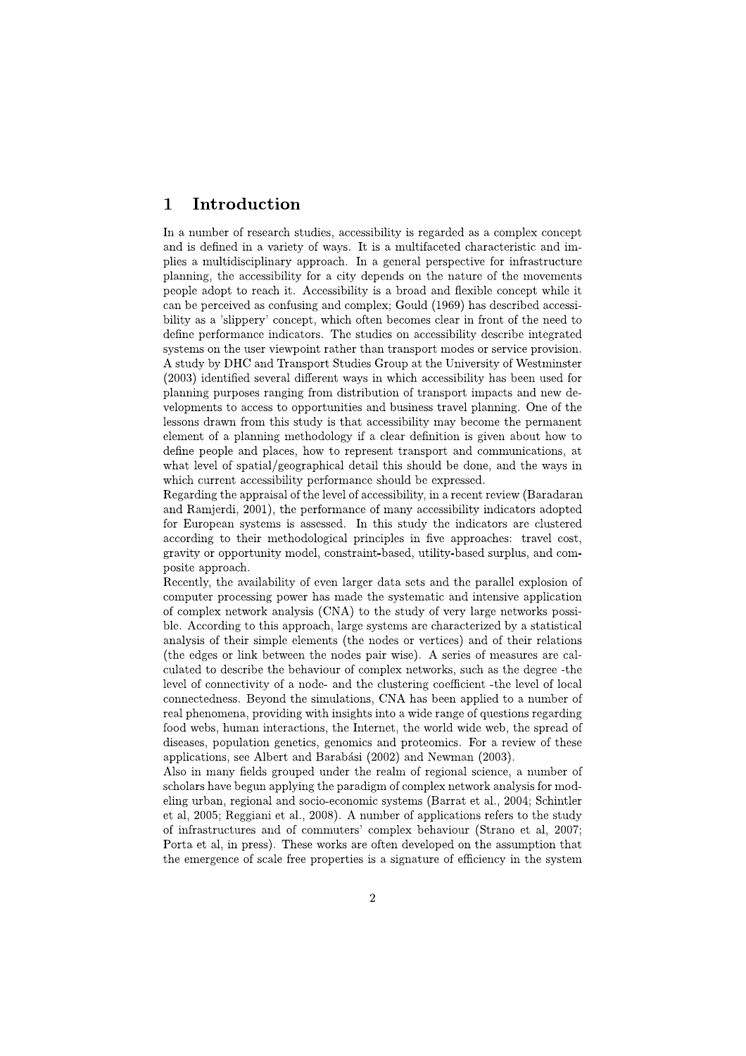# 1 Introduction

In a number of research studies, accessibility is regarded as a complex concept and is defined in a variety of ways. It is a multifaceted characteristic and implies a multidisciplinary approach. In a general perspective for infrastructure planning, the accessibility for a city depends on the nature of the movements people adopt to reach it. Accessibility is a broad and flexible concept while it can be perceived as confusing and complex; Gould (1969) has described accessibility as a 'slippery' concept, which often becomes clear in front of the need to define performance indicators. The studies on accessibility describe integrated systems on the user viewpoint rather than transport modes or service provision. A study by DHC and Transport Studies Group at the University of Westminster (2003) identified several different ways in which accessibility has been used for planning purposes ranging from distribution of transport impacts and new developments to access to opportunities and business travel planning. One of the lessons drawn from this study is that accessibility may become the permanent element of a planning methodology if a clear definition is given about how to define people and places, how to represent transport and communications, at what level of spatial/geographical detail this should be done, and the ways in which current accessibility performance should be expressed.

Regarding the appraisal of the level of accessibility, in a recent review (Baradaran and Ramjerdi, 2001), the performance of many accessibility indicators adopted for European systems is assessed. In this study the indicators are clustered according to their methodological principles in five approaches: travel cost, gravity or opportunity model, constraint-based, utility-based surplus, and composite approach.

Recently, the availability of even larger data sets and the parallel explosion of computer processing power has made the systematic and intensive application of complex network analysis (CNA) to the study of very large networks possible. According to this approach, large systems are characterized by a statistical analysis of their simple elements (the nodes or vertices) and of their relations (the edges or link between the nodes pair wise). A series of measures are calculated to describe the behaviour of complex networks, such as the degree -the level of connectivity of a node- and the clustering coefficient -the level of local connectedness. Beyond the simulations, CNA has been applied to a number of real phenomena, providing with insights into a wide range of questions regarding food webs, human interactions, the Internet, the world wide web, the spread of diseases, population genetics, genomics and proteomics. For a review of these applications, see Albert and Barabási (2002) and Newman (2003).

Also in many fields grouped under the realm of regional science, a number of scholars have begun applying the paradigm of complex network analysis for modeling urban, regional and socio-economic systems (Barrat et al., 2004; Schintler et al, 2005; Reggiani et al., 2008). A number of applications refers to the study of infrastructures and of commuters' complex behaviour (Strano et al, 2007; Porta et al, in press). These works are often developed on the assumption that the emergence of scale free properties is a signature of efficiency in the system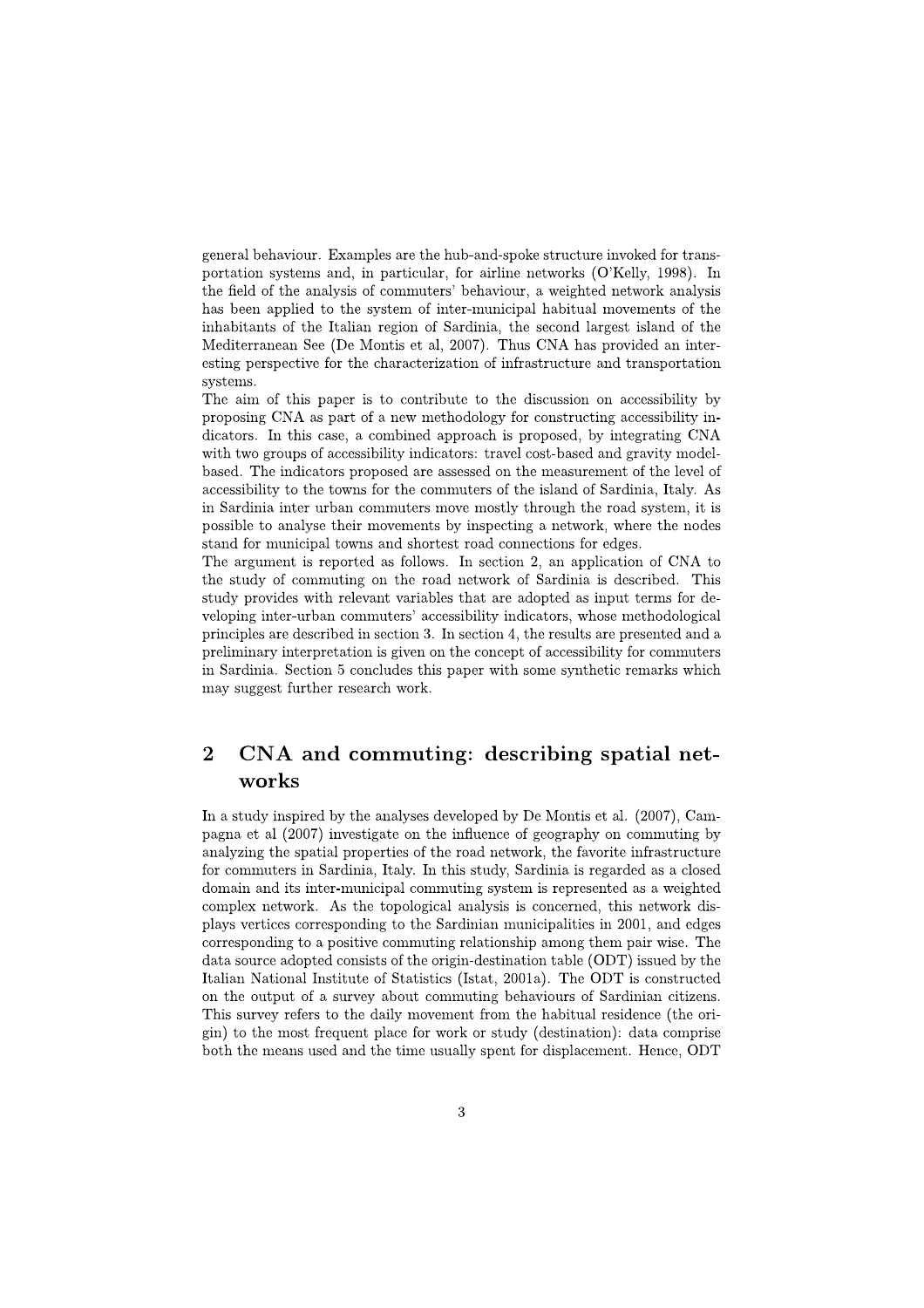general behaviour. Examples are the hub-and-spoke structure invoked for transportation systems and, in particular, for airline networks (O'Kelly, 1998). In the field of the analysis of commuters' behaviour, a weighted network analysis has been applied to the system of inter-municipal habitual movements of the inhabitants of the Italian region of Sardinia, the second largest island of the Mediterranean See (De Montis et al, 2007). Thus CNA has provided an interesting perspective for the characterization of infrastructure and transportation systems.

The aim of this paper is to contribute to the discussion on accessibility by proposing CNA as part of a new methodology for constructing accessibility indicators. In this case, a combined approach is proposed, by integrating CNA with two groups of accessibility indicators: travel cost-based and gravity model-based. The indicators proposed are assessed on the measurement of the level of accessibility to the towns for the commuters of the island of Sardinia, Italy. As in Sardinia inter urban commuters move mostly through the road system, it is possible to analyse their movements by inspecting a network, where the nodes stand for municipal towns and shortest road connections for edges.

The argument is reported as follows. In section 2, an application of CNA to the study of commuting on the road network of Sardinia is described. This study provides with relevant variables that are adopted as input terms for developing inter-urban commuters' accessibility indicators, whose methodological principles are described in section 3. In section 4, the results are presented and a preliminary interpretation is given on the concept of accessibility for commuters in Sardinia. Section 5 concludes this paper with some synthetic remarks which may suggest further research work.

## 2 CNA and commuting: describing spatial networks

In a study inspired by the analyses developed by De Montis et al. (2007), Campagna et al (2007) investigate on the influence of geography on commuting by analyzing the spatial properties of the road network, the favorite infrastructure for commuters in Sardinia, Italy. In this study, Sardinia is regarded as a closed domain and its inter-municipal commuting system is represented as a weighted complex network. As the topological analysis is concerned, this network displays vertices corresponding to the Sardinian municipalities in 2001, and edges corresponding to a positive commuting relationship among them pair wise. The data source adopted consists of the origin-destination table (ODT) issued by the Italian National Institute of Statistics (Istat, 2001a). The ODT is constructed on the output of a survey about commuting behaviours of Sardinian citizens. This survey refers to the daily movement from the habitual residence (the origin) to the most frequent place for work or study (destination): data comprise both the means used and the time usually spent for displacement. Hence, ODT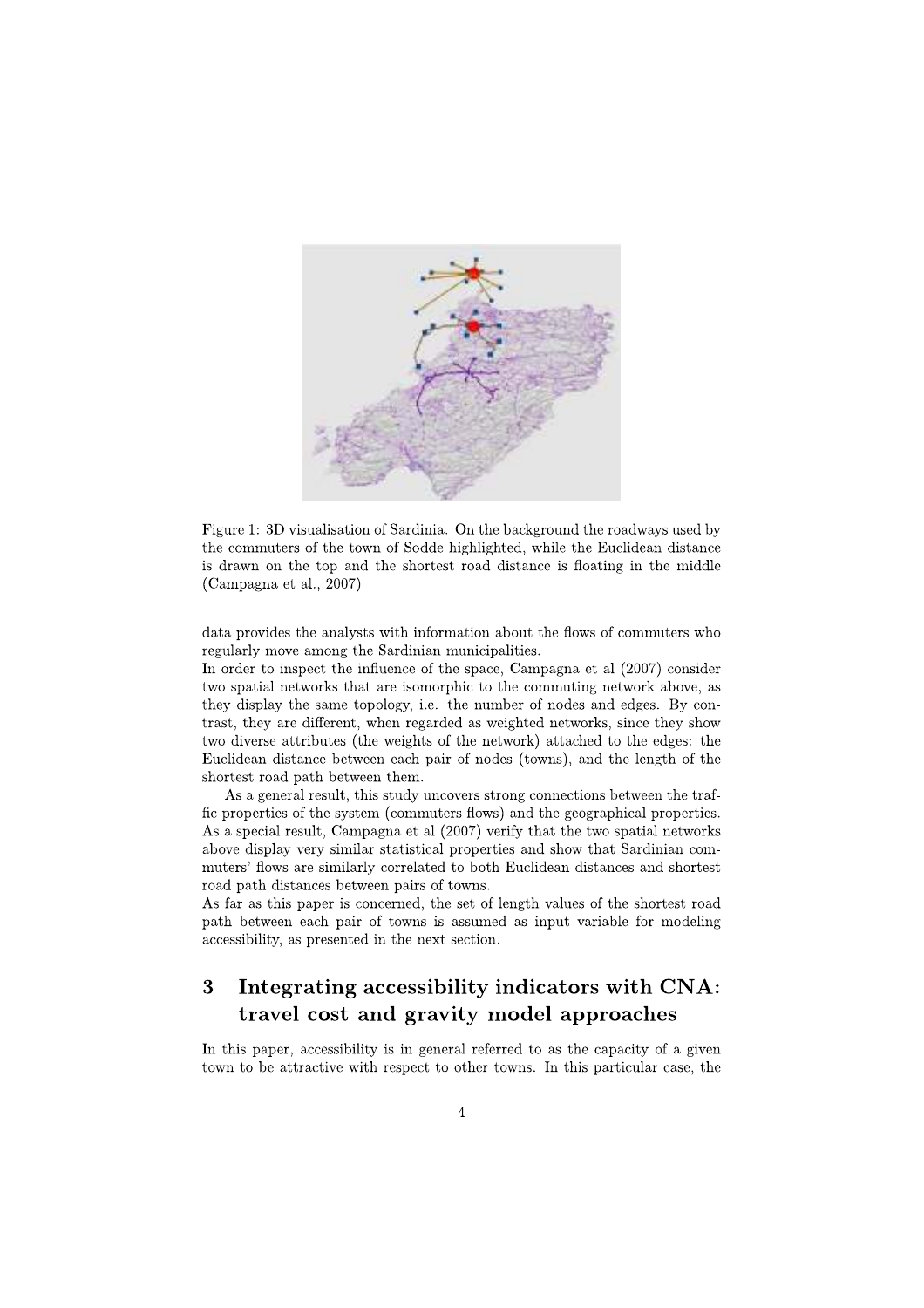Figure 1: 3D visualisation of Sardinia. On the background the roadways used by the commuters of the town of Sodde highlighted, while the Euclidean distance is drawn on the top and the shortest road distance is floating in the middle (Campagna et al., 2007)

data provides the analysts with information about the flows of commuters who regularly move among the Sardinian municipalities.

In order to inspect the influence of the space, Campagna et al (2007) consider two spatial networks that are isomorphic to the commuting network above, as they display the same topology, i.e. the number of nodes and edges. By contrast, they are different, when regarded as weighted networks, since they show two diverse attributes (the weights of the network) attached to the edges: the Euclidean distance between each pair of nodes (towns), and the length of the shortest road path between them.

As a general result, this study uncovers strong connections between the traffic properties of the system (commuters flows) and the geographical properties. As a special result, Campagna et al (2007) verify that the two spatial networks above display very similar statistical properties and show that Sardinian commuters' flows are similarly correlated to both Euclidean distances and shortest road path distances between pairs of towns.

As far as this paper is concerned, the set of length values of the shortest road path between each pair of towns is assumed as input variable for modeling accessibility, as presented in the next section.

## 3 Integrating accessibility indicators with CNA: travel cost and gravity model approaches

In this paper, accessibility is in general referred to as the capacity of a given town to be attractive with respect to other towns. In this particular case, the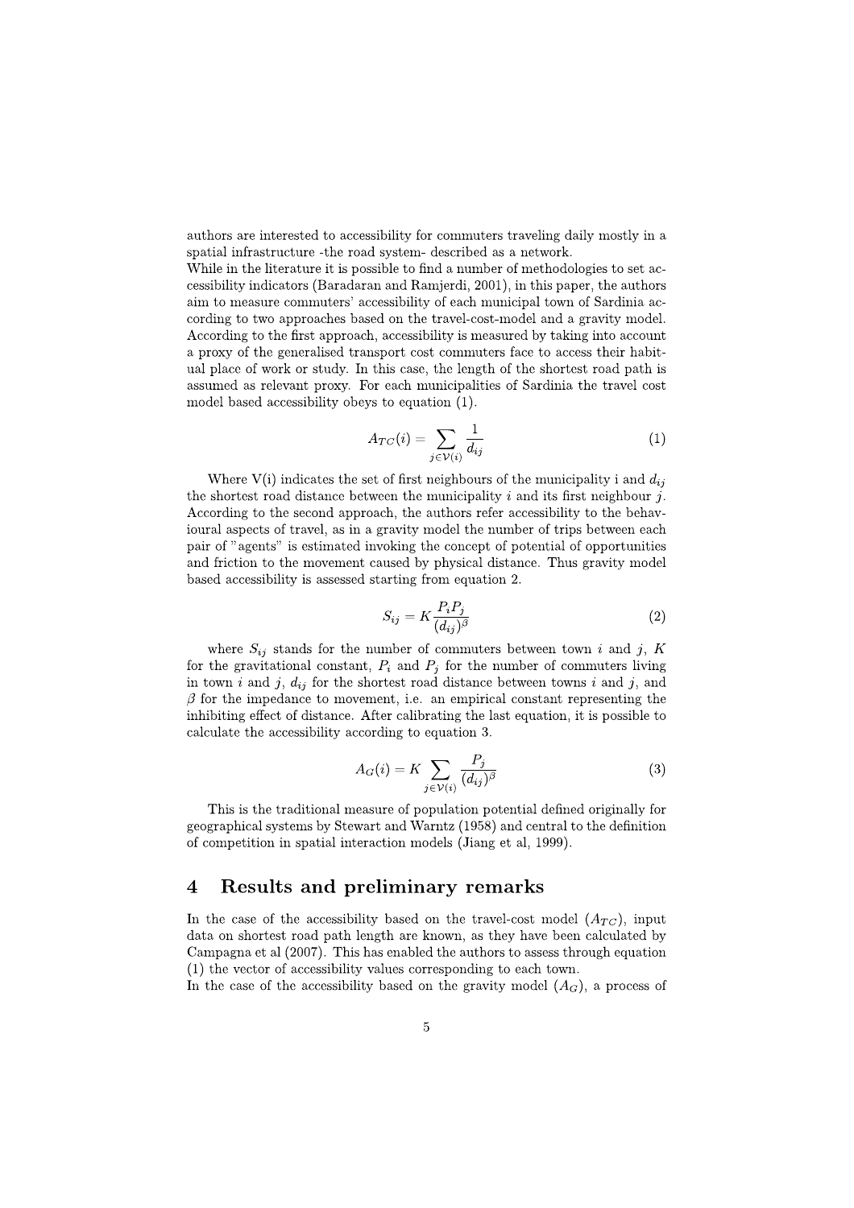authors are interested to accessibility for commuters traveling daily mostly in a spatial infrastructure -the road system- described as a network.
While in the literature it is possible to find a number of methodologies to set accessibility indicators (Baradaran and Ramjerdi, 2001), in this paper, the authors aim to measure commuters' accessibility of each municipal town of Sardinia according to two approaches based on the travel-cost-model and a gravity model. According to the first approach, accessibility is measured by taking into account a proxy of the generalised transport cost commuters face to access their habitual place of work or study. In this case, the length of the shortest road path is assumed as relevant proxy. For each municipalities of Sardinia the travel cost model based accessibility obeys to equation (1).

$$A_{TC}(i) = \sum_{j \in \mathcal{V}(i)} \frac{1}{d_{ij}} \tag{1}$$

Where V(i) indicates the set of first neighbours of the municipality i and $d_{ij}$ the shortest road distance between the municipality $i$ and its first neighbour $j$. According to the second approach, the authors refer accessibility to the behavioural aspects of travel, as in a gravity model the number of trips between each pair of "agents" is estimated invoking the concept of potential of opportunities and friction to the movement caused by physical distance. Thus gravity model based accessibility is assessed starting from equation 2.

$$S_{ij} = K \frac{P_i P_j}{(d_{ij})^{\beta}} \tag{2}$$

where $S_{ij}$ stands for the number of commuters between town $i$ and $j$, $K$ for the gravitational constant, $P_i$ and $P_j$ for the number of commuters living in town $i$ and $j$, $d_{ij}$ for the shortest road distance between towns $i$ and $j$, and $\beta$ for the impedance to movement, i.e. an empirical constant representing the inhibiting effect of distance. After calibrating the last equation, it is possible to calculate the accessibility according to equation 3.

$$A_G(i) = K \sum_{j \in \mathcal{V}(i)} \frac{P_j}{(d_{ij})^{\beta}} \tag{3}$$

This is the traditional measure of population potential defined originally for geographical systems by Stewart and Warntz (1958) and central to the definition of competition in spatial interaction models (Jiang et al, 1999).

## 4 Results and preliminary remarks

In the case of the accessibility based on the travel-cost model ($A_{TC}$), input data on shortest road path length are known, as they have been calculated by Campagna et al (2007). This has enabled the authors to assess through equation (1) the vector of accessibility values corresponding to each town.
In the case of the accessibility based on the gravity model ($A_G$), a process of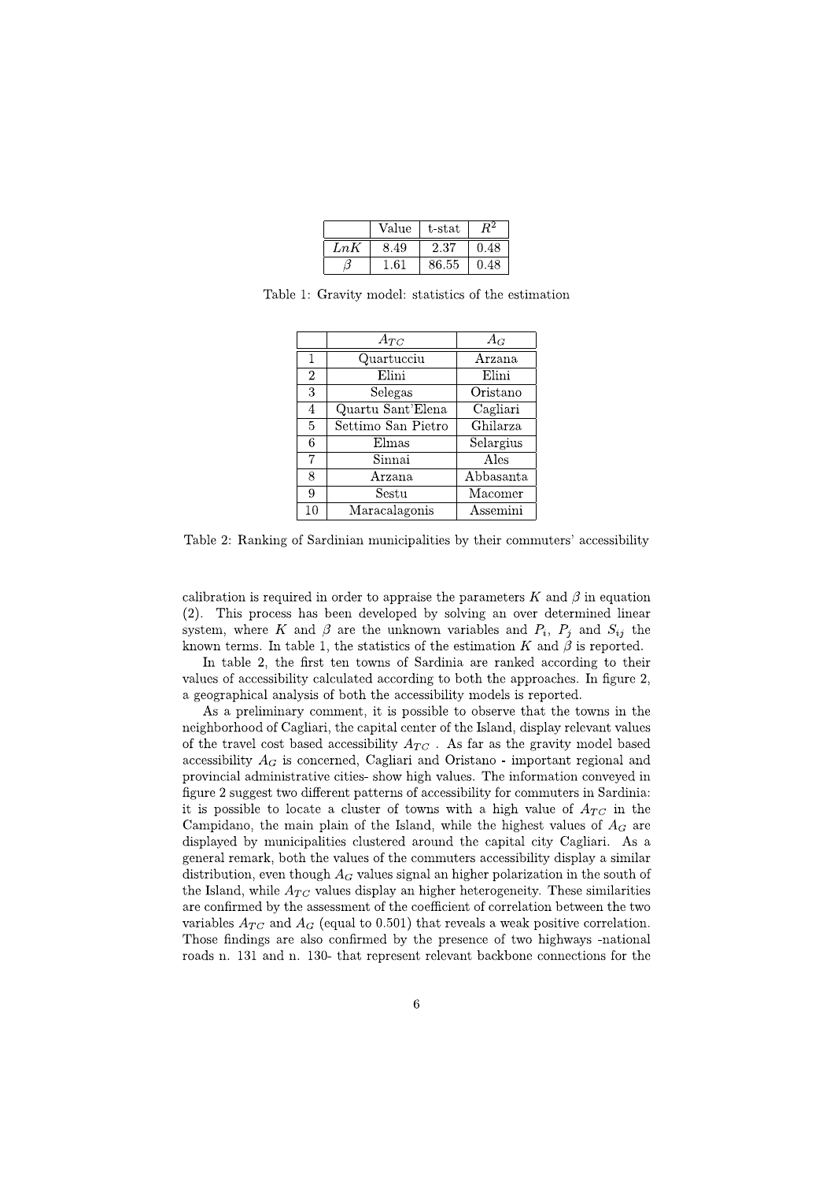| | Value | t-stat | $R^2$ |
|---|---|---|---|
| $LnK$ | 8.49 | 2.37 | 0.48 |
| $\beta$ | 1.61 | 86.55 | 0.48 |

Table 1: Gravity model: statistics of the estimation

| | $A_{TC}$ | $A_G$ |
|---|---|---|
| 1 | Quartucciu | Arzana |
| 2 | Elini | Elini |
| 3 | Selegas | Oristano |
| 4 | Quartu Sant'Elena | Cagliari |
| 5 | Settimo San Pietro | Ghilarza |
| 6 | Elmas | Selargius |
| 7 | Sinnai | Ales |
| 8 | Arzana | Abbasanta |
| 9 | Sestu | Macomer |
| 10 | Maracalagonis | Assemini |

Table 2: Ranking of Sardinian municipalities by their commuters' accessibility

calibration is required in order to appraise the parameters $K$ and $\beta$ in equation (2). This process has been developed by solving an over determined linear system, where $K$ and $\beta$ are the unknown variables and $P_i$, $P_j$ and $S_{ij}$ the known terms. In table 1, the statistics of the estimation $K$ and $\beta$ is reported.

In table 2, the first ten towns of Sardinia are ranked according to their values of accessibility calculated according to both the approaches. In figure 2, a geographical analysis of both the accessibility models is reported.

As a preliminary comment, it is possible to observe that the towns in the neighborhood of Cagliari, the capital center of the Island, display relevant values of the travel cost based accessibility $A_{TC}$ . As far as the gravity model based accessibility $A_G$ is concerned, Cagliari and Oristano - important regional and provincial administrative cities- show high values. The information conveyed in figure 2 suggest two different patterns of accessibility for commuters in Sardinia: it is possible to locate a cluster of towns with a high value of $A_{TC}$ in the Campidano, the main plain of the Island, while the highest values of $A_G$ are displayed by municipalities clustered around the capital city Cagliari. As a general remark, both the values of the commuters accessibility display a similar distribution, even though $A_G$ values signal an higher polarization in the south of the Island, while $A_{TC}$ values display an higher heterogeneity. These similarities are confirmed by the assessment of the coefficient of correlation between the two variables $A_{TC}$ and $A_G$ (equal to 0.501) that reveals a weak positive correlation. Those findings are also confirmed by the presence of two highways -national roads n. 131 and n. 130- that represent relevant backbone connections for the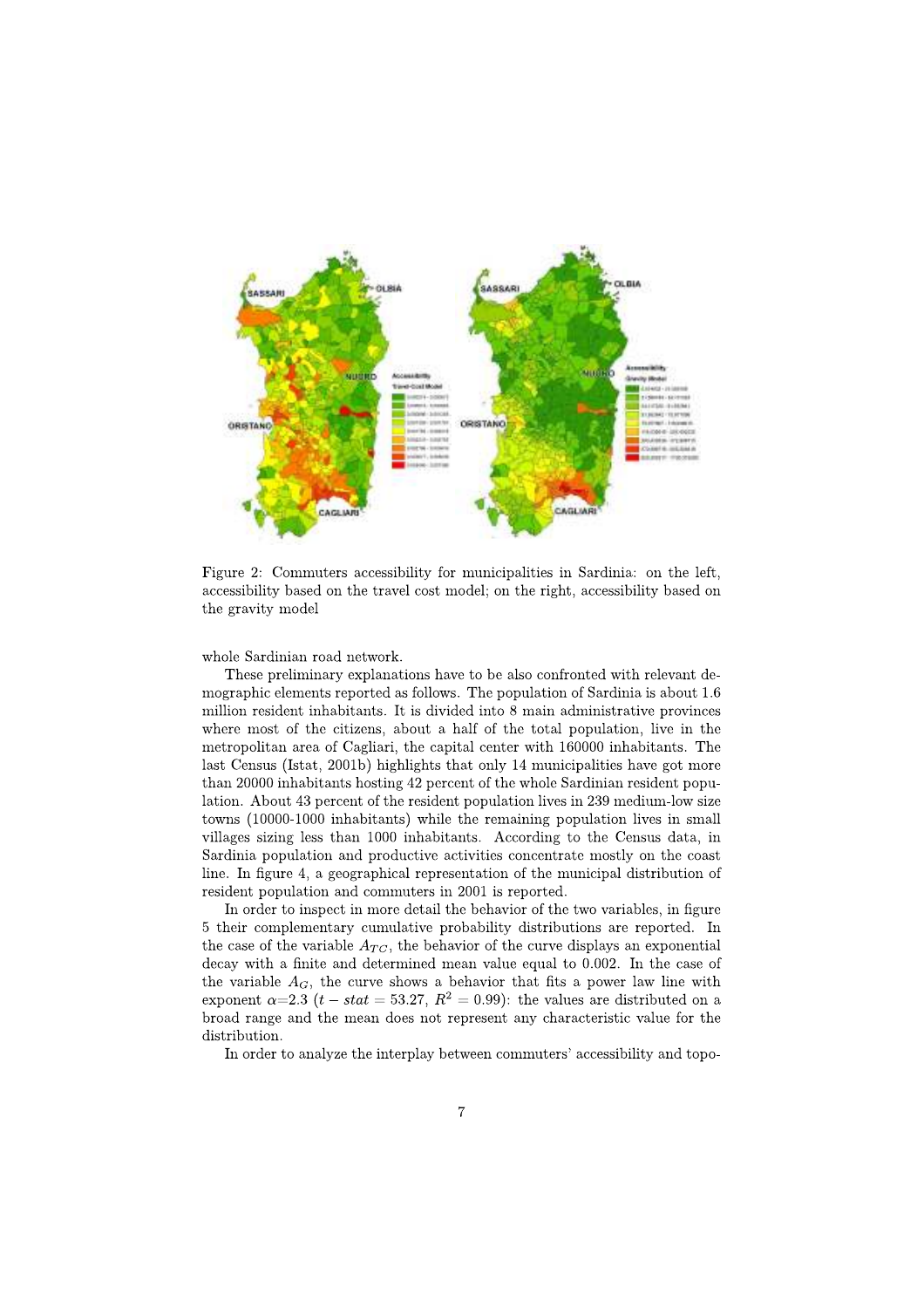Figure 2: Commuters accessibility for municipalities in Sardinia: on the left, accessibility based on the travel cost model; on the right, accessibility based on the gravity model

whole Sardinian road network.

These preliminary explanations have to be also confronted with relevant demographic elements reported as follows. The population of Sardinia is about 1.6 million resident inhabitants. It is divided into 8 main administrative provinces where most of the citizens, about a half of the total population, live in the metropolitan area of Cagliari, the capital center with 160000 inhabitants. The last Census (Istat, 2001b) highlights that only 14 municipalities have got more than 20000 inhabitants hosting 42 percent of the whole Sardinian resident population. About 43 percent of the resident population lives in 239 medium-low size towns (10000-1000 inhabitants) while the remaining population lives in small villages sizing less than 1000 inhabitants. According to the Census data, in Sardinia population and productive activities concentrate mostly on the coast line. In figure 4, a geographical representation of the municipal distribution of resident population and commuters in 2001 is reported.

In order to inspect in more detail the behavior of the two variables, in figure 5 their complementary cumulative probability distributions are reported. In the case of the variable $A_{TC}$, the behavior of the curve displays an exponential decay with a finite and determined mean value equal to 0.002. In the case of the variable $A_G$, the curve shows a behavior that fits a power law line with exponent $\alpha$=2.3 ($t-stat = 53.27$, $R^2 = 0.99$): the values are distributed on a broad range and the mean does not represent any characteristic value for the distribution.

In order to analyze the interplay between commuters' accessibility and topo-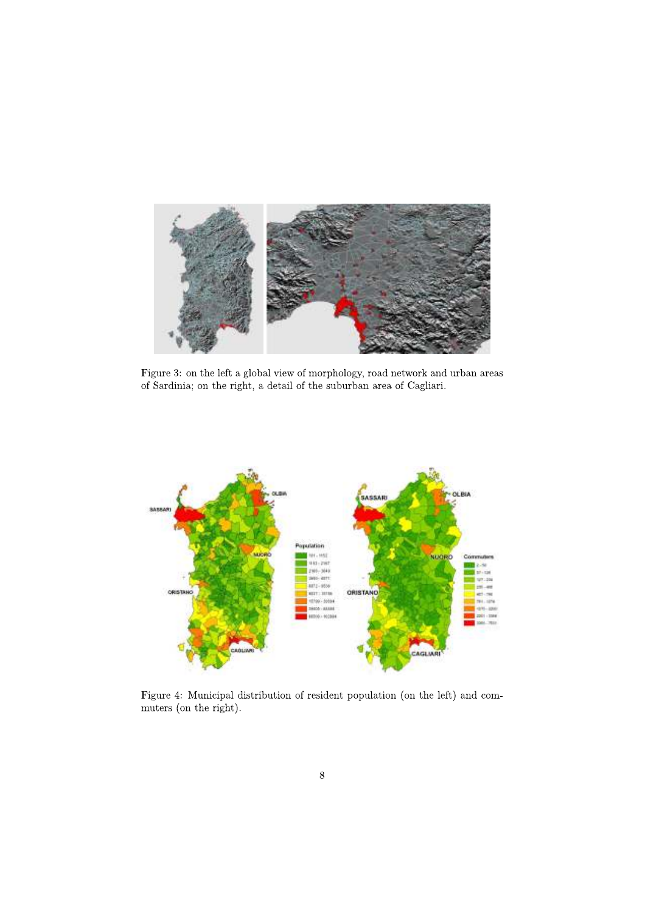Figure 3: on the left a global view of morphology, road network and urban areas of Sardinia; on the right, a detail of the suburban area of Cagliari.

Figure 4: Municipal distribution of resident population (on the left) and commuters (on the right).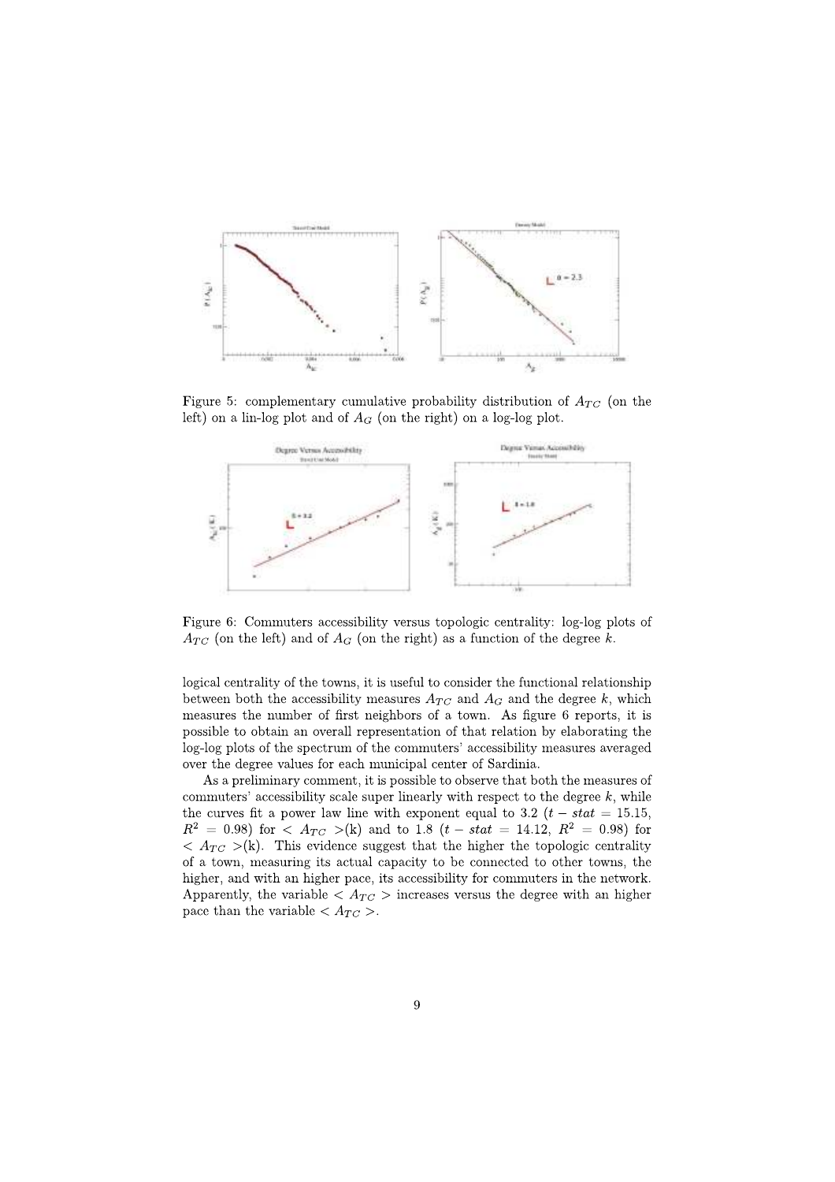Figure 5: complementary cumulative probability distribution of $A_{TC}$ (on the left) on a lin-log plot and of $A_G$ (on the right) on a log-log plot.

Figure 6: Commuters accessibility versus topologic centrality: log-log plots of $A_{TC}$ (on the left) and of $A_G$ (on the right) as a function of the degree $k$.

logical centrality of the towns, it is useful to consider the functional relationship between both the accessibility measures $A_{TC}$ and $A_G$ and the degree $k$, which measures the number of first neighbors of a town. As figure 6 reports, it is possible to obtain an overall representation of that relation by elaborating the log-log plots of the spectrum of the commuters' accessibility measures averaged over the degree values for each municipal center of Sardinia.

As a preliminary comment, it is possible to observe that both the measures of commuters' accessibility scale super linearly with respect to the degree $k$, while the curves fit a power law line with exponent equal to 3.2 ($t - stat = 15.15$, $R^2 = 0.98$) for $< A_{TC} >$(k) and to 1.8 ($t - stat = 14.12$, $R^2 = 0.98$) for $< A_{TC} >$(k). This evidence suggest that the higher the topologic centrality of a town, measuring its actual capacity to be connected to other towns, the higher, and with an higher pace, its accessibility for commuters in the network. Apparently, the variable $< A_{TC} >$ increases versus the degree with an higher pace than the variable $< A_{TC} >$.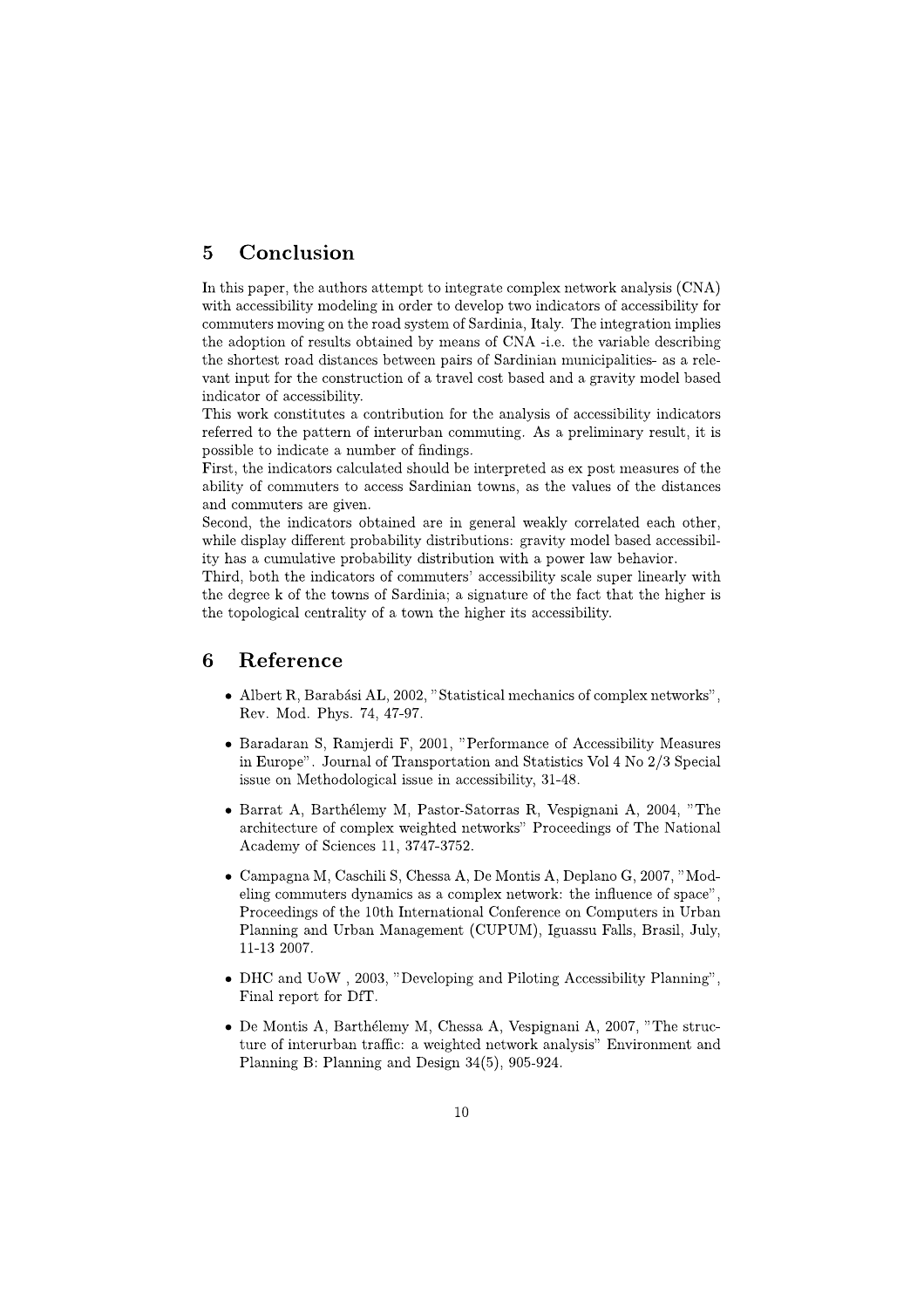## 5 Conclusion

In this paper, the authors attempt to integrate complex network analysis (CNA) with accessibility modeling in order to develop two indicators of accessibility for commuters moving on the road system of Sardinia, Italy. The integration implies the adoption of results obtained by means of CNA -i.e. the variable describing the shortest road distances between pairs of Sardinian municipalities- as a relevant input for the construction of a travel cost based and a gravity model based indicator of accessibility.

This work constitutes a contribution for the analysis of accessibility indicators referred to the pattern of interurban commuting. As a preliminary result, it is possible to indicate a number of findings.

First, the indicators calculated should be interpreted as ex post measures of the ability of commuters to access Sardinian towns, as the values of the distances and commuters are given.

Second, the indicators obtained are in general weakly correlated each other, while display different probability distributions: gravity model based accessibility has a cumulative probability distribution with a power law behavior.

Third, both the indicators of commuters' accessibility scale super linearly with the degree k of the towns of Sardinia; a signature of the fact that the higher is the topological centrality of a town the higher its accessibility.

## 6 Reference

- Albert R, Barabási AL, 2002, "Statistical mechanics of complex networks", Rev. Mod. Phys. 74, 47-97.
- Baradaran S, Ramjerdi F, 2001, "Performance of Accessibility Measures in Europe". Journal of Transportation and Statistics Vol 4 No 2/3 Special issue on Methodological issue in accessibility, 31-48.
- Barrat A, Barthélemy M, Pastor-Satorras R, Vespignani A, 2004, "The architecture of complex weighted networks" Proceedings of The National Academy of Sciences 11, 3747-3752.
- Campagna M, Caschili S, Chessa A, De Montis A, Deplano G, 2007, "Modeling commuters dynamics as a complex network: the influence of space", Proceedings of the 10th International Conference on Computers in Urban Planning and Urban Management (CUPUM), Iguassu Falls, Brasil, July, 11-13 2007.
- DHC and UoW , 2003, "Developing and Piloting Accessibility Planning", Final report for DfT.
- De Montis A, Barthélemy M, Chessa A, Vespignani A, 2007, "The structure of interurban traffic: a weighted network analysis" Environment and Planning B: Planning and Design 34(5), 905-924.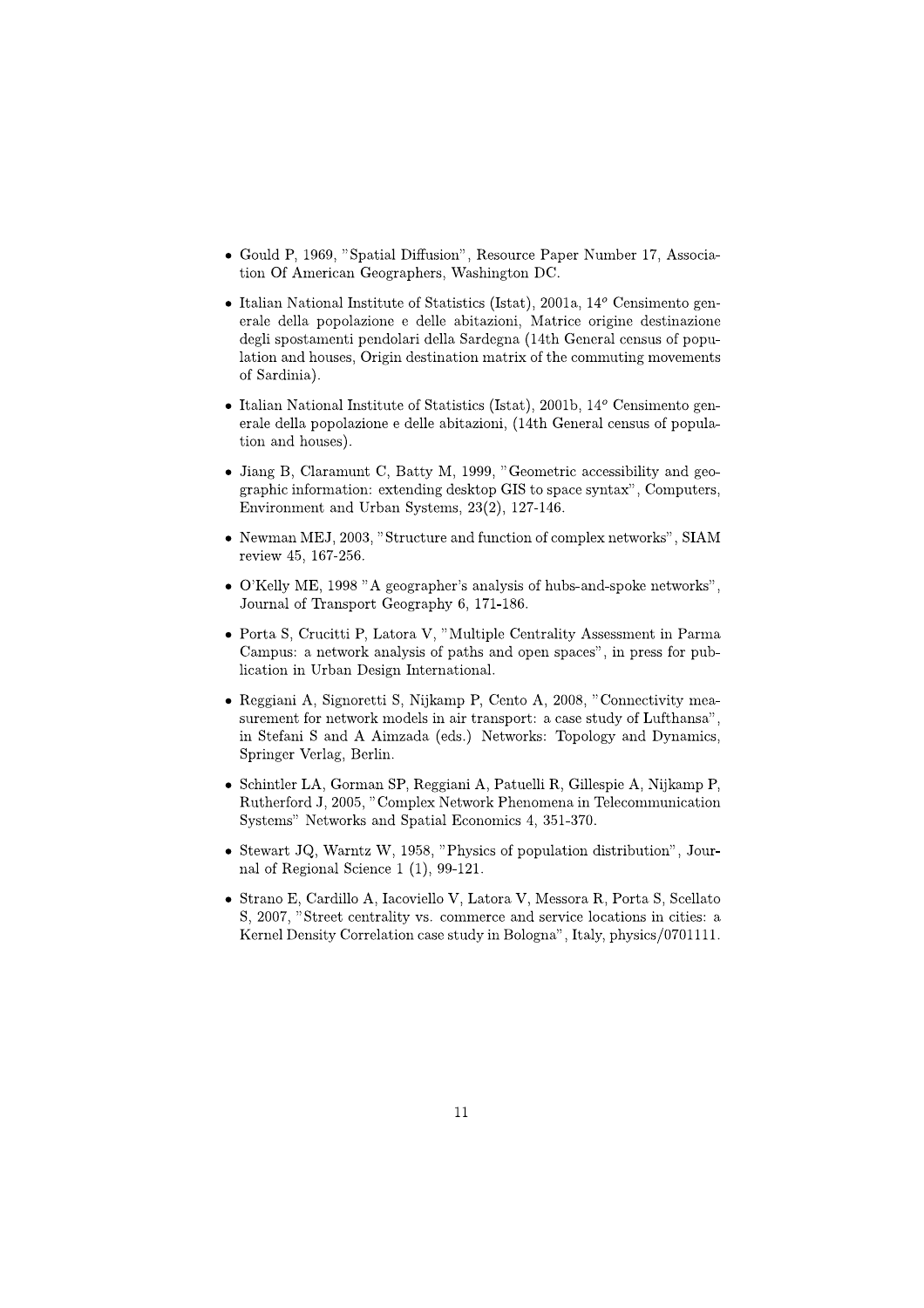- Gould P, 1969, "Spatial Diffusion", Resource Paper Number 17, Association Of American Geographers, Washington DC.
- Italian National Institute of Statistics (Istat), 2001a, 14$^o$ Censimento generale della popolazione e delle abitazioni, Matrice origine destinazione degli spostamenti pendolari della Sardegna (14th General census of population and houses, Origin destination matrix of the commuting movements of Sardinia).
- Italian National Institute of Statistics (Istat), 2001b, 14$^o$ Censimento generale della popolazione e delle abitazioni, (14th General census of population and houses).
- Jiang B, Claramunt C, Batty M, 1999, "Geometric accessibility and geographic information: extending desktop GIS to space syntax", Computers, Environment and Urban Systems, 23(2), 127-146.
- Newman MEJ, 2003, "Structure and function of complex networks", SIAM review 45, 167-256.
- O'Kelly ME, 1998 "A geographer's analysis of hubs-and-spoke networks", Journal of Transport Geography 6, 171-186.
- Porta S, Crucitti P, Latora V, "Multiple Centrality Assessment in Parma Campus: a network analysis of paths and open spaces", in press for publication in Urban Design International.
- Reggiani A, Signoretti S, Nijkamp P, Cento A, 2008, "Connectivity measurement for network models in air transport: a case study of Lufthansa", in Stefani S and A Aimzada (eds.) Networks: Topology and Dynamics, Springer Verlag, Berlin.
- Schintler LA, Gorman SP, Reggiani A, Patuelli R, Gillespie A, Nijkamp P, Rutherford J, 2005, "Complex Network Phenomena in Telecommunication Systems" Networks and Spatial Economics 4, 351-370.
- Stewart JQ, Warntz W, 1958, "Physics of population distribution", Journal of Regional Science 1 (1), 99-121.
- Strano E, Cardillo A, Iacoviello V, Latora V, Messora R, Porta S, Scellato S, 2007, "Street centrality vs. commerce and service locations in cities: a Kernel Density Correlation case study in Bologna", Italy, physics/0701111.